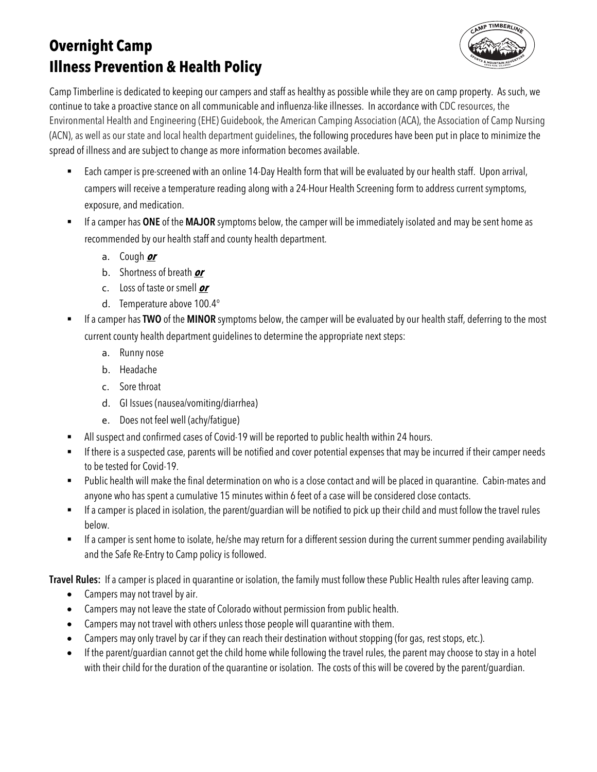# Overnight Camp
# Illness Prevention & Health Policy

Camp Timberline is dedicated to keeping our campers and staff as healthy as possible while they are on camp property. As such, we continue to take a proactive stance on all communicable and influenza-like illnesses. In accordance with CDC resources, the Environmental Health and Engineering (EHE) Guidebook, the American Camping Association (ACA), the Association of Camp Nursing (ACN), as well as our state and local health department guidelines, the following procedures have been put in place to minimize the spread of illness and are subject to change as more information becomes available.

- Each camper is pre-screened with an online 14-Day Health form that will be evaluated by our health staff. Upon arrival, campers will receive a temperature reading along with a 24-Hour Health Screening form to address current symptoms, exposure, and medication.
- If a camper has **ONE** of the **MAJOR** symptoms below, the camper will be immediately isolated and may be sent home as recommended by our health staff and county health department.
  a. Cough ***or***
  b. Shortness of breath ***or***
  c. Loss of taste or smell ***or***
  d. Temperature above 100.4°
- If a camper has **TWO** of the **MINOR** symptoms below, the camper will be evaluated by our health staff, deferring to the most current county health department guidelines to determine the appropriate next steps:
  a. Runny nose
  b. Headache
  c. Sore throat
  d. GI Issues (nausea/vomiting/diarrhea)
  e. Does not feel well (achy/fatigue)
- All suspect and confirmed cases of Covid-19 will be reported to public health within 24 hours.
- If there is a suspected case, parents will be notified and cover potential expenses that may be incurred if their camper needs to be tested for Covid-19.
- Public health will make the final determination on who is a close contact and will be placed in quarantine. Cabin-mates and anyone who has spent a cumulative 15 minutes within 6 feet of a case will be considered close contacts.
- If a camper is placed in isolation, the parent/guardian will be notified to pick up their child and must follow the travel rules below.
- If a camper is sent home to isolate, he/she may return for a different session during the current summer pending availability and the Safe Re-Entry to Camp policy is followed.

**Travel Rules:** If a camper is placed in quarantine or isolation, the family must follow these Public Health rules after leaving camp.

- Campers may not travel by air.
- Campers may not leave the state of Colorado without permission from public health.
- Campers may not travel with others unless those people will quarantine with them.
- Campers may only travel by car if they can reach their destination without stopping (for gas, rest stops, etc.).
- If the parent/guardian cannot get the child home while following the travel rules, the parent may choose to stay in a hotel with their child for the duration of the quarantine or isolation. The costs of this will be covered by the parent/guardian.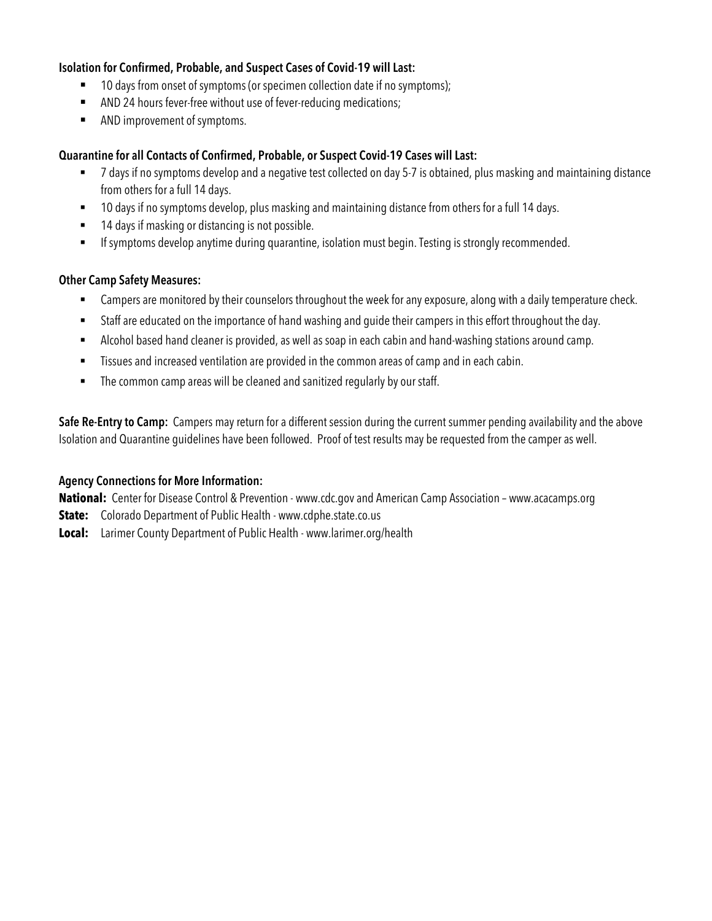**Isolation for Confirmed, Probable, and Suspect Cases of Covid-19 will Last:**

- 10 days from onset of symptoms (or specimen collection date if no symptoms);
- AND 24 hours fever-free without use of fever-reducing medications;
- AND improvement of symptoms.

**Quarantine for all Contacts of Confirmed, Probable, or Suspect Covid-19 Cases will Last:**

- 7 days if no symptoms develop and a negative test collected on day 5-7 is obtained, plus masking and maintaining distance from others for a full 14 days.
- 10 days if no symptoms develop, plus masking and maintaining distance from others for a full 14 days.
- 14 days if masking or distancing is not possible.
- If symptoms develop anytime during quarantine, isolation must begin. Testing is strongly recommended.

**Other Camp Safety Measures:**

- Campers are monitored by their counselors throughout the week for any exposure, along with a daily temperature check.
- Staff are educated on the importance of hand washing and guide their campers in this effort throughout the day.
- Alcohol based hand cleaner is provided, as well as soap in each cabin and hand-washing stations around camp.
- Tissues and increased ventilation are provided in the common areas of camp and in each cabin.
- The common camp areas will be cleaned and sanitized regularly by our staff.

**Safe Re-Entry to Camp:** Campers may return for a different session during the current summer pending availability and the above Isolation and Quarantine guidelines have been followed. Proof of test results may be requested from the camper as well.

**Agency Connections for More Information:**

**National:** Center for Disease Control & Prevention - www.cdc.gov and American Camp Association – www.acacamps.org

**State:** Colorado Department of Public Health - www.cdphe.state.co.us

**Local:** Larimer County Department of Public Health - www.larimer.org/health